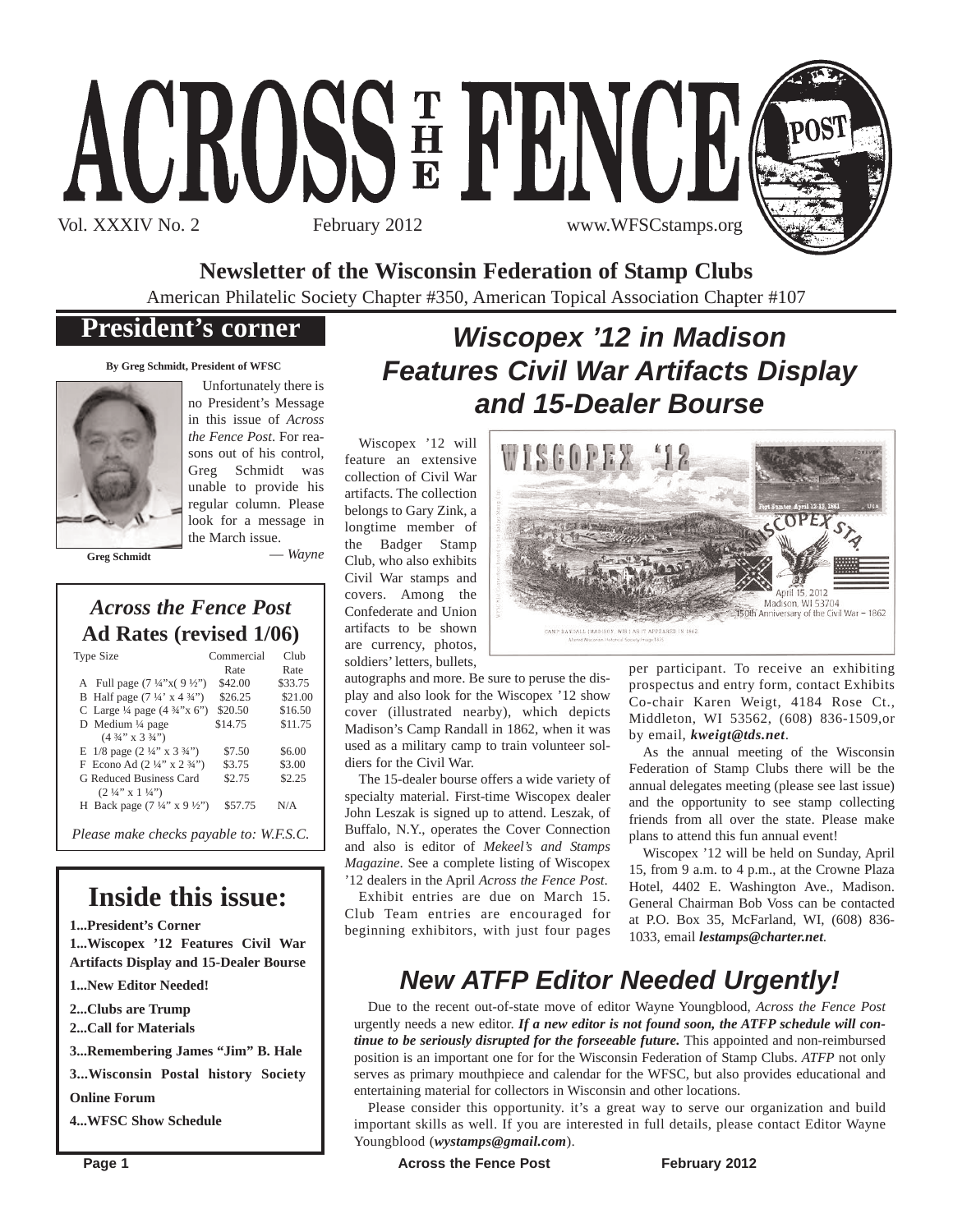# ACROSS THE FENCE POST

Vol. XXXIV No. 2 February 2012 www.WFSCstamps.org

**Newsletter of the Wisconsin Federation of Stamp Clubs**

American Philatelic Society Chapter #350, American Topical Association Chapter #107

## President's corner

**By Greg Schmidt, President of WFSC**

Greg Schmidt

Unfortunately there is no President's Message in this issue of *Across the Fence Post*. For reasons out of his control, Greg Schmidt was unable to provide his regular column. Please look for a message in the March issue.

— *Wayne*

### *Across the Fence Post* Ad Rates (revised 1/06)

| Type Size | Commercial Rate | Club Rate |
|---|---|---|
| A Full page (7 ¼"x( 9 ½") | $42.00 | $33.75 |
| B Half page (7 ¼' x 4 ¾") | $26.25 | $21.00 |
| C Large ¼ page (4 ¾"x 6") | $20.50 | $16.50 |
| D Medium ¼ page (4 ¾" x 3 ¾") | $14.75 | $11.75 |
| E 1/8 page (2 ¼" x 3 ¾") | $7.50 | $6.00 |
| F Econo Ad (2 ¼" x 2 ¾") | $3.75 | $3.00 |
| G Reduced Business Card (2 ¼" x 1 ¼") | $2.75 | $2.25 |
| H Back page (7 ¼" x 9 ½") | $57.75 | N/A |

*Please make checks payable to: W.F.S.C.*

### Inside this issue:

**1...President's Corner**

**1...Wiscopex '12 Features Civil War Artifacts Display and 15-Dealer Bourse**

**1...New Editor Needed!**

**2...Clubs are Trump**

**2...Call for Materials**

**3...Remembering James "Jim" B. Hale**

**3...Wisconsin Postal history Society Online Forum**

**4...WFSC Show Schedule**

## *Wiscopex '12 in Madison Features Civil War Artifacts Display and 15-Dealer Bourse*

Wiscopex '12 will feature an extensive collection of Civil War artifacts. The collection belongs to Gary Zink, a longtime member of the Badger Stamp Club, who also exhibits Civil War stamps and covers. Among the Confederate and Union artifacts to be shown are currency, photos, soldiers' letters, bullets, autographs and more. Be sure to peruse the display and also look for the Wiscopex '12 show cover (illustrated nearby), which depicts Madison's Camp Randall in 1862, when it was used as a military camp to train volunteer soldiers for the Civil War.

The 15-dealer bourse offers a wide variety of specialty material. First-time Wiscopex dealer John Leszak is signed up to attend. Leszak, of Buffalo, N.Y., operates the Cover Connection and also is editor of *Mekeel's and Stamps Magazine*. See a complete listing of Wiscopex '12 dealers in the April *Across the Fence Post*.

Exhibit entries are due on March 15. Club Team entries are encouraged for beginning exhibitors, with just four pages per participant. To receive an exhibiting prospectus and entry form, contact Exhibits Co-chair Karen Weigt, 4184 Rose Ct., Middleton, WI 53562, (608) 836-1509,or by email, ***kweigt@tds.net***.

As the annual meeting of the Wisconsin Federation of Stamp Clubs there will be the annual delegates meeting (please see last issue) and the opportunity to see stamp collecting friends from all over the state. Please make plans to attend this fun annual event!

Wiscopex '12 will be held on Sunday, April 15, from 9 a.m. to 4 p.m., at the Crowne Plaza Hotel, 4402 E. Washington Ave., Madison. General Chairman Bob Voss can be contacted at P.O. Box 35, McFarland, WI, (608) 836-1033, email ***lestamps@charter.net***.

## *New ATFP Editor Needed Urgently!*

Due to the recent out-of-state move of editor Wayne Youngblood, *Across the Fence Post* urgently needs a new editor. ***If a new editor is not found soon, the ATFP schedule will continue to be seriously disrupted for the forseeable future.*** This appointed and non-reimbursed position is an important one for for the Wisconsin Federation of Stamp Clubs. *ATFP* not only serves as primary mouthpiece and calendar for the WFSC, but also provides educational and entertaining material for collectors in Wisconsin and other locations.

Please consider this opportunity. it's a great way to serve our organization and build important skills as well. If you are interested in full details, please contact Editor Wayne Youngblood (***wystamps@gmail.com***).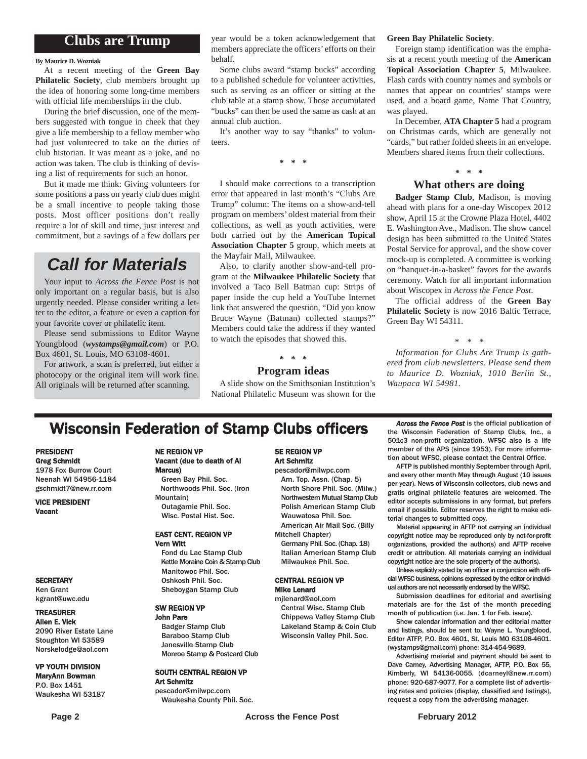## Clubs are Trump

**By Maurice D. Wozniak**

At a recent meeting of the **Green Bay Philatelic Society**, club members brought up the idea of honoring some long-time members with official life memberships in the club.

During the brief discussion, one of the members suggested with tongue in cheek that they give a life membership to a fellow member who had just volunteered to take on the duties of club historian. It was meant as a joke, and no action was taken. The club is thinking of devising a list of requirements for such an honor.

But it made me think: Giving volunteers for some positions a pass on yearly club dues might be a small incentive to people taking those posts. Most officer positions don't really require a lot of skill and time, just interest and commitment, but a savings of a few dollars per year would be a token acknowledgement that members appreciate the officers' efforts on their behalf.

Some clubs award "stamp bucks" according to a published schedule for volunteer activities, such as serving as an officer or sitting at the club table at a stamp show. Those accumulated "bucks" can then be used the same as cash at an annual club auction.

It's another way to say "thanks" to volunteers.

\* \* \*

I should make corrections to a transcription error that appeared in last month's "Clubs Are Trump" column: The items on a show-and-tell program on members' oldest material from their collections, as well as youth activities, were both carried out by the **American Topical Association Chapter 5** group, which meets at the Mayfair Mall, Milwaukee.

Also, to clarify another show-and-tell program at the **Milwaukee Philatelic Society** that involved a Taco Bell Batman cup: Strips of paper inside the cup held a YouTube Internet link that answered the question, "Did you know Bruce Wayne (Batman) collected stamps?" Members could take the address if they wanted to watch the episodes that showed this.

\* \* \*

### Program ideas

A slide show on the Smithsonian Institution's National Philatelic Museum was shown for the **Green Bay Philatelic Society**.

Foreign stamp identification was the emphasis at a recent youth meeting of the **American Topical Association Chapter 5**, Milwaukee. Flash cards with country names and symbols or names that appear on countries' stamps were used, and a board game, Name That Country, was played.

In December, **ATA Chapter 5** had a program on Christmas cards, which are generally not "cards," but rather folded sheets in an envelope. Members shared items from their collections.

\* \* \*

### What others are doing

**Badger Stamp Club**, Madison, is moving ahead with plans for a one-day Wiscopex 2012 show, April 15 at the Crowne Plaza Hotel, 4402 E. Washington Ave., Madison. The show cancel design has been submitted to the United States Postal Service for approval, and the show cover mock-up is completed. A committee is working on "banquet-in-a-basket" favors for the awards ceremony. Watch for all important information about Wiscopex in *Across the Fence Post*.

The official address of the **Green Bay Philatelic Society** is now 2016 Baltic Terrace, Green Bay WI 54311.

\* \* \*

*Information for Clubs Are Trump is gathered from club newsletters. Please send them to Maurice D. Wozniak, 1010 Berlin St., Waupaca WI 54981.*

## Call for Materials

Your input to *Across the Fence Post* is not only important on a regular basis, but is also urgently needed. Please consider writing a letter to the editor, a feature or even a caption for your favorite cover or philatelic item.

Please send submissions to Editor Wayne Youngblood (***wystamps@gmail.com***) or P.O. Box 4601, St. Louis, MO 63108-4601.

For artwork, a scan is preferred, but either a photocopy or the original item will work fine. All originals will be returned after scanning.

## Wisconsin Federation of Stamp Clubs officers

**PRESIDENT**
**Greg Schmidt**
1978 Fox Burrow Court
Neenah WI 54956-1184
gschmidt7@new.rr.com

**VICE PRESIDENT**
**Vacant**

**SECRETARY**
Ken Grant
kgrant@uwc.edu

**TREASURER**
**Allen E. Vick**
2090 River Estate Lane
Stoughton WI 53589
Norskelodge@aol.com

**VP YOUTH DIVISION**
**MaryAnn Bowman**
P.O. Box 1451
Waukesha WI 53187

**NE REGION VP**
**Vacant (due to death of Al Marcus)**
Green Bay Phil. Soc.
Northwoods Phil. Soc. (Iron Mountain)
Outagamie Phil. Soc.
Wisc. Postal Hist. Soc.

**EAST CENT. REGION VP**
**Vern Witt**
Fond du Lac Stamp Club
Kettle Moraine Coin & Stamp Club
Manitowoc Phil. Soc.
Oshkosh Phil. Soc.
Sheboygan Stamp Club

**SW REGION VP**
**John Pare**
Badger Stamp Club
Baraboo Stamp Club
Janesville Stamp Club
Monroe Stamp & Postcard Club

**SOUTH CENTRAL REGION VP**
**Art Schmitz**
pescador@milwpc.com
Waukesha County Phil. Soc.

**SE REGION VP**
**Art Schmitz**
pescador@milwpc.com
Am. Top. Assn. (Chap. 5)
North Shore Phil. Soc. (Milw.)
Northwestern Mutual Stamp Club
Polish American Stamp Club
Wauwatosa Phil. Soc.
American Air Mail Soc. (Billy Mitchell Chapter)
Germany Phil. Soc. (Chap. 18)
Italian American Stamp Club
Milwaukee Phil. Soc.

**CENTRAL REGION VP**
**Mike Lenard**
mjlenard@aol.com
Central Wisc. Stamp Club
Chippewa Valley Stamp Club
Lakeland Stamp & Coin Club
Wisconsin Valley Phil. Soc.

***Across the Fence Post*** is the official publication of the Wisconsin Federation of Stamp Clubs, Inc., a 501c3 non-profit organization. WFSC also is a life member of the APS (since 1953). For more information about WFSC, please contact the Central Office.

AFTP is published monthly September through April, and every other month May through August (10 issues per year). News of Wisconsin collectors, club news and gratis original philatelic features are welcomed. The editor accepts submissions in any format, but prefers email if possible. Editor reserves the right to make editorial changes to submitted copy.

Material appearing in AFTP not carrying an individual copyright notice may be reproduced only by not-for-profit organizations, provided the author(s) and AFTP receive credit or attribution. All materials carrying an individual copyright notice are the sole property of the author(s).

Unless explicitly stated by an officer in conjunction with official WFSC business, opinions expressed by the editor or individual authors are not necessarily endorsed by the WFSC.

Submission deadlines for editorial and avertising materials are for the 1st of the month preceding month of publication (i.e. Jan. 1 for Feb. issue).

Show calendar information and ther editorial matter and listings, should be sent to: Wayne L. Youngblood, Editor ATFP, P.O. Box 4601, St. Louis MO 63108-4601. (wystamps@gmail.com) phone: 314-454-9689.

Advertising material and payment should be sent to Dave Carney, Advertising Manager, AFTP, P.O. Box 55, Kimberly, WI 54136-0055. (dcarneyl@new.rr.com) phone: 920-687-9077. For a complete list of advertising rates and policies (display, classified and listings), request a copy from the advertising manager.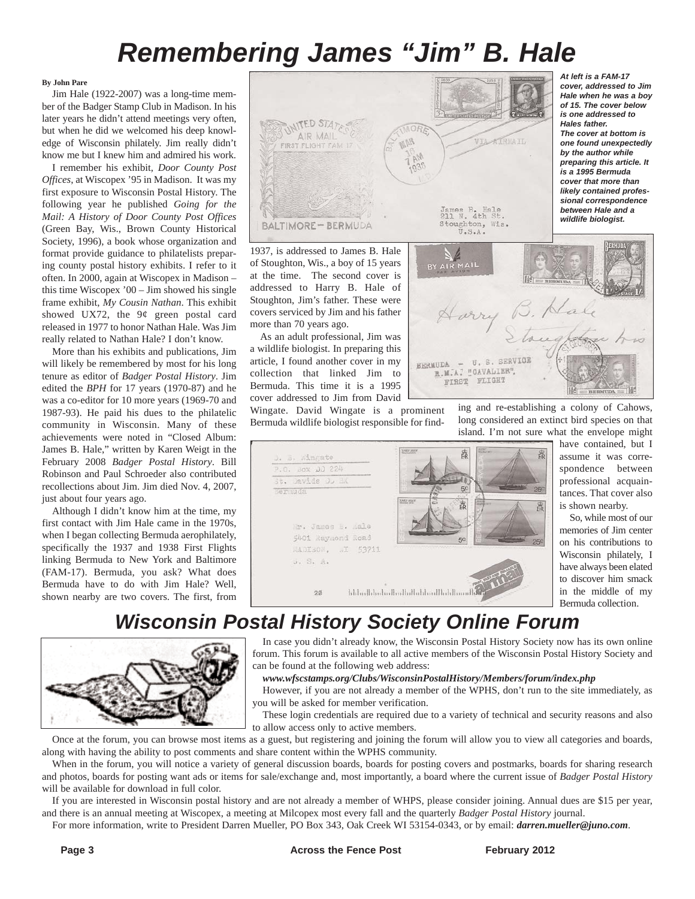# Remembering James "Jim" B. Hale

**By John Pare**

Jim Hale (1922-2007) was a long-time member of the Badger Stamp Club in Madison. In his later years he didn't attend meetings very often, but when he did we welcomed his deep knowledge of Wisconsin philately. Jim really didn't know me but I knew him and admired his work.

I remember his exhibit, *Door County Post Offices*, at Wiscopex '95 in Madison. It was my first exposure to Wisconsin Postal History. The following year he published *Going for the Mail: A History of Door County Post Offices* (Green Bay, Wis., Brown County Historical Society, 1996), a book whose organization and format provide guidance to philatelists preparing county postal history exhibits. I refer to it often. In 2000, again at Wiscopex in Madison – this time Wiscopex '00 – Jim showed his single frame exhibit, *My Cousin Nathan*. This exhibit showed UX72, the 9¢ green postal card released in 1977 to honor Nathan Hale. Was Jim really related to Nathan Hale? I don't know.

More than his exhibits and publications, Jim will likely be remembered by most for his long tenure as editor of *Badger Postal History*. Jim edited the *BPH* for 17 years (1970-87) and he was a co-editor for 10 more years (1969-70 and 1987-93). He paid his dues to the philatelic community in Wisconsin. Many of these achievements were noted in "Closed Album: James B. Hale," written by Karen Weigt in the February 2008 *Badger Postal History*. Bill Robinson and Paul Schroeder also contributed recollections about Jim. Jim died Nov. 4, 2007, just about four years ago.

Although I didn't know him at the time, my first contact with Jim Hale came in the 1970s, when I began collecting Bermuda aerophilately, specifically the 1937 and 1938 First Flights linking Bermuda to New York and Baltimore (FAM-17). Bermuda, you ask? What does Bermuda have to do with Jim Hale? Well, shown nearby are two covers. The first, from 1937, is addressed to James B. Hale of Stoughton, Wis., a boy of 15 years at the time. The second cover is addressed to Harry B. Hale of Stoughton, Jim's father. These were covers serviced by Jim and his father more than 70 years ago.

*At left is a FAM-17 cover, addressed to Jim Hale when he was a boy of 15. The cover below is one addressed to Hales father. The cover at bottom is one found unexpectedly by the author while preparing this article. It is a 1995 Bermuda cover that more than likely contained professional correspondence between Hale and a wildlife biologist.*

As an adult professional, Jim was a wildlife biologist. In preparing this article, I found another cover in my collection that linked Jim to Bermuda. This time it is a 1995 cover addressed to Jim from David Wingate. David Wingate is a prominent Bermuda wildlife biologist responsible for finding and re-establishing a colony of Cahows, long considered an extinct bird species on that island. I'm not sure what the envelope might have contained, but I assume it was correspondence between professional acquaintances. That cover also is shown nearby.

So, while most of our memories of Jim center on his contributions to Wisconsin philately, I have always been elated to discover him smack in the middle of my Bermuda collection.

# Wisconsin Postal History Society Online Forum

In case you didn't already know, the Wisconsin Postal History Society now has its own online forum. This forum is available to all active members of the Wisconsin Postal History Society and can be found at the following web address:

***www.wfscstamps.org/Clubs/WisconsinPostalHistory/Members/forum/index.php***

However, if you are not already a member of the WPHS, don't run to the site immediately, as you will be asked for member verification.

These login credentials are required due to a variety of technical and security reasons and also to allow access only to active members.

Once at the forum, you can browse most items as a guest, but registering and joining the forum will allow you to view all categories and boards, along with having the ability to post comments and share content within the WPHS community.

When in the forum, you will notice a variety of general discussion boards, boards for posting covers and postmarks, boards for sharing research and photos, boards for posting want ads or items for sale/exchange and, most importantly, a board where the current issue of *Badger Postal History* will be available for download in full color.

If you are interested in Wisconsin postal history and are not already a member of WHPS, please consider joining. Annual dues are $15 per year, and there is an annual meeting at Wiscopex, a meeting at Milcopex most every fall and the quarterly *Badger Postal History* journal.

For more information, write to President Darren Mueller, PO Box 343, Oak Creek WI 53154-0343, or by email: ***darren.mueller@juno.com***.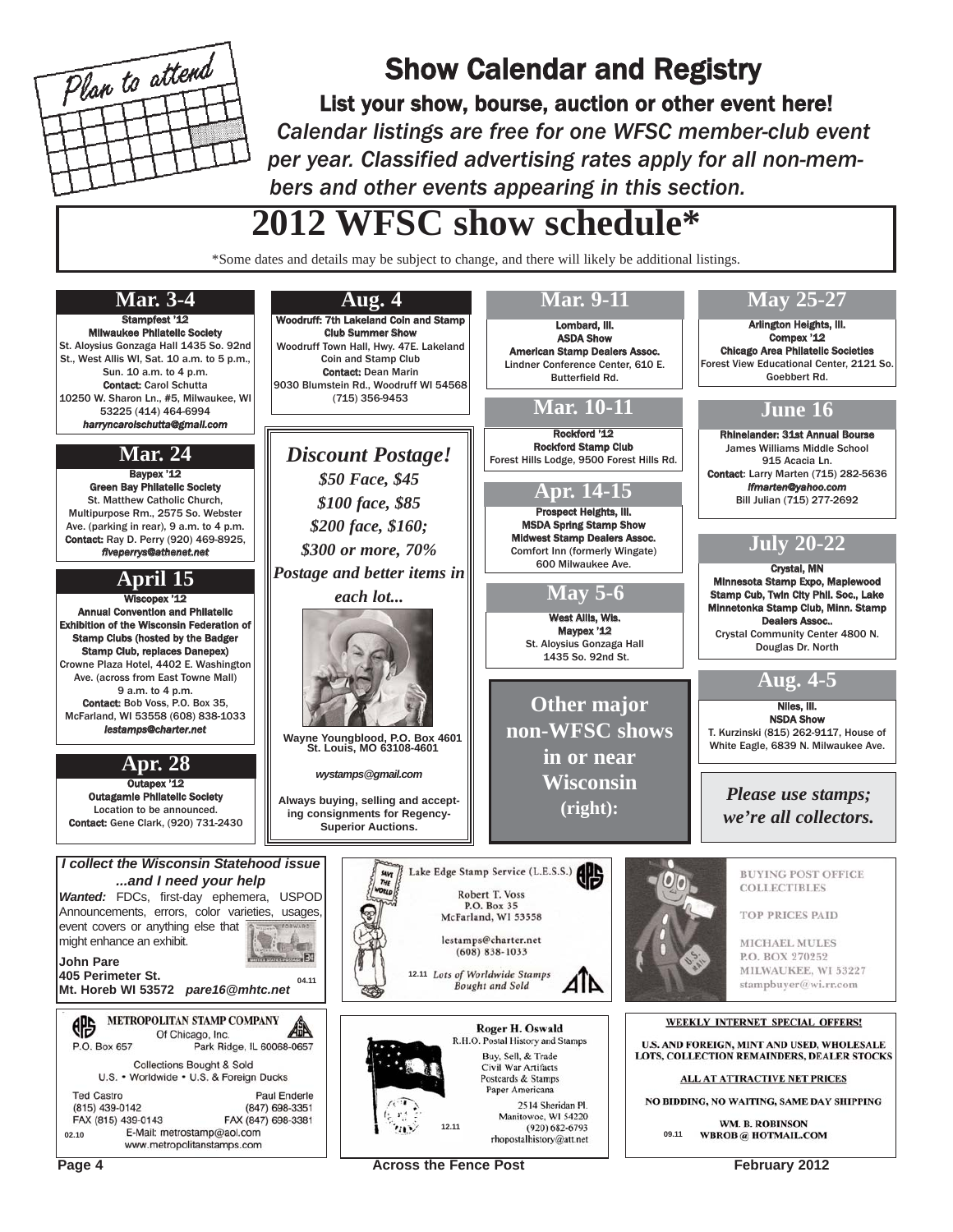Plan to attend

# Show Calendar and Registry

**List your show, bourse, auction or other event here!**

*Calendar listings are free for one WFSC member-club event per year. Classified advertising rates apply for all non-members and other events appearing in this section.*

## 2012 WFSC show schedule*

*Some dates and details may be subject to change, and there will likely be additional listings.

### Mar. 3-4

**Stampfest '12**
**Milwaukee Philatelic Society**
St. Aloysius Gonzaga Hall 1435 So. 92nd St., West Allis WI, Sat. 10 a.m. to 5 p.m., Sun. 10 a.m. to 4 p.m.
**Contact:** Carol Schutta
10250 W. Sharon Ln., #5, Milwaukee, WI 53225 (414) 464-6994
*harryncarolschutta@gmail.com*

### Mar. 24

**Baypex '12**
**Green Bay Philatelic Society**
St. Matthew Catholic Church, Multipurpose Rm., 2575 So. Webster Ave. (parking in rear), 9 a.m. to 4 p.m.
**Contact:** Ray D. Perry (920) 469-8925, *fiveperrys@athenet.net*

### April 15

**Wiscopex '12**
**Annual Convention and Philatelic Exhibition of the Wisconsin Federation of Stamp Clubs (hosted by the Badger Stamp Club, replaces Danepex)**
Crowne Plaza Hotel, 4402 E. Washington Ave. (across from East Towne Mall)
9 a.m. to 4 p.m.
**Contact:** Bob Voss, P.O. Box 35, McFarland, WI 53558 (608) 838-1033
*lestamps@charter.net*

### Apr. 28

**Outapex '12**
**Outagamie Philatelic Society**
Location to be announced.
**Contact:** Gene Clark, (920) 731-2430

### Aug. 4

**Woodruff: 7th Lakeland Coin and Stamp Club Summer Show**
Woodruff Town Hall, Hwy. 47E. Lakeland Coin and Stamp Club
**Contact:** Dean Marin
9030 Blumstein Rd., Woodruff WI 54568
(715) 356-9453

***Discount Postage!***
***$50 Face, $45***
***$100 face, $85***
***$200 face, $160;***
***$300 or more, 70%***
***Postage and better items in each lot...***

**Wayne Youngblood, P.O. Box 4601 St. Louis, MO 63108-4601**

*wystamps@gmail.com*

**Always buying, selling and accepting consignments for Regency-Superior Auctions.**

### Mar. 9-11

**Lombard, Ill.**
**ASDA Show**
**American Stamp Dealers Assoc.**
Lindner Conference Center, 610 E. Butterfield Rd.

### Mar. 10-11

**Rockford '12**
**Rockford Stamp Club**
Forest Hills Lodge, 9500 Forest Hills Rd.

### Apr. 14-15

**Prospect Heights, Ill.**
**MSDA Spring Stamp Show**
**Midwest Stamp Dealers Assoc.**
Comfort Inn (formerly Wingate)
600 Milwaukee Ave.

### May 5-6

**West Allis, Wis.**
**Maypex '12**
St. Aloysius Gonzaga Hall
1435 So. 92nd St.

**Other major non-WFSC shows in or near Wisconsin (right):**

### May 25-27

**Arlington Heights, Ill.**
**Compex '12**
**Chicago Area Philatelic Societies**
Forest View Educational Center, 2121 So. Goebbert Rd.

### June 16

**Rhinelander: 31st Annual Bourse**
James Williams Middle School
915 Acacia Ln.
**Contact**: Larry Marten (715) 282-5636
*lfmarten@yahoo.com*
Bill Julian (715) 277-2692

### July 20-22

**Crystal, MN**
**Minnesota Stamp Expo, Maplewood Stamp Cub, Twin City Phil. Soc., Lake Minnetonka Stamp Club, Minn. Stamp Dealers Assoc..**
Crystal Community Center 4800 N. Douglas Dr. North

### Aug. 4-5

**Niles, Ill.**
**NSDA Show**
T. Kurzinski (815) 262-9117, House of White Eagle, 6839 N. Milwaukee Ave.

***Please use stamps; we're all collectors.***

---

***I collect the Wisconsin Statehood issue ...and I need your help***
***Wanted:*** FDCs, first-day ephemera, USPOD Announcements, errors, color varieties, usages, event covers or anything else that might enhance an exhibit.

**John Pare**
**405 Perimeter St.**
**Mt. Horeb WI 53572** ***pare16@mhtc.net***

04.11

---

Lake Edge Stamp Service (L.E.S.S.)
Robert T. Voss
P.O. Box 35
McFarland, WI 53558
lestamps@charter.net
(608) 838-1033
*Lots of Worldwide Stamps Bought and Sold*

12.11

---

BUYING POST OFFICE COLLECTIBLES
TOP PRICES PAID
MICHAEL MULES
P.O. BOX 270252
MILWAUKEE, WI 53227
stampbuyer@wi.rr.com

---

METROPOLITAN STAMP COMPANY
Of Chicago, Inc.
P.O. Box 657 Park Ridge, IL 60068-0657
Collections Bought & Sold
U.S. • Worldwide • U.S. & Foreign Ducks
Ted Castro (815) 439-0142 FAX (815) 439-0143
Paul Enderle (847) 698-3351 FAX (847) 698-3381
E-Mail: metrostamp@aol.com
www.metropolitanstamps.com

02.10

---

Roger H. Oswald
R.H.O. Postal History and Stamps
Buy, Sell, & Trade
Civil War Artifacts
Postcards & Stamps
Paper Americana
2514 Sheridan Pl.
Manitowoc, WI 54220
(920) 682-6793
rhopostalhistory@att.net

12.11

---

**WEEKLY INTERNET SPECIAL OFFERS!**

**U.S. AND FOREIGN, MINT AND USED, WHOLESALE LOTS, COLLECTION REMAINDERS, DEALER STOCKS**

**ALL AT ATTRACTIVE NET PRICES**

**NO BIDDING, NO WAITING, SAME DAY SHIPPING**

**WM. B. ROBINSON**
**WBROB @ HOTMAIL.COM**

09.11